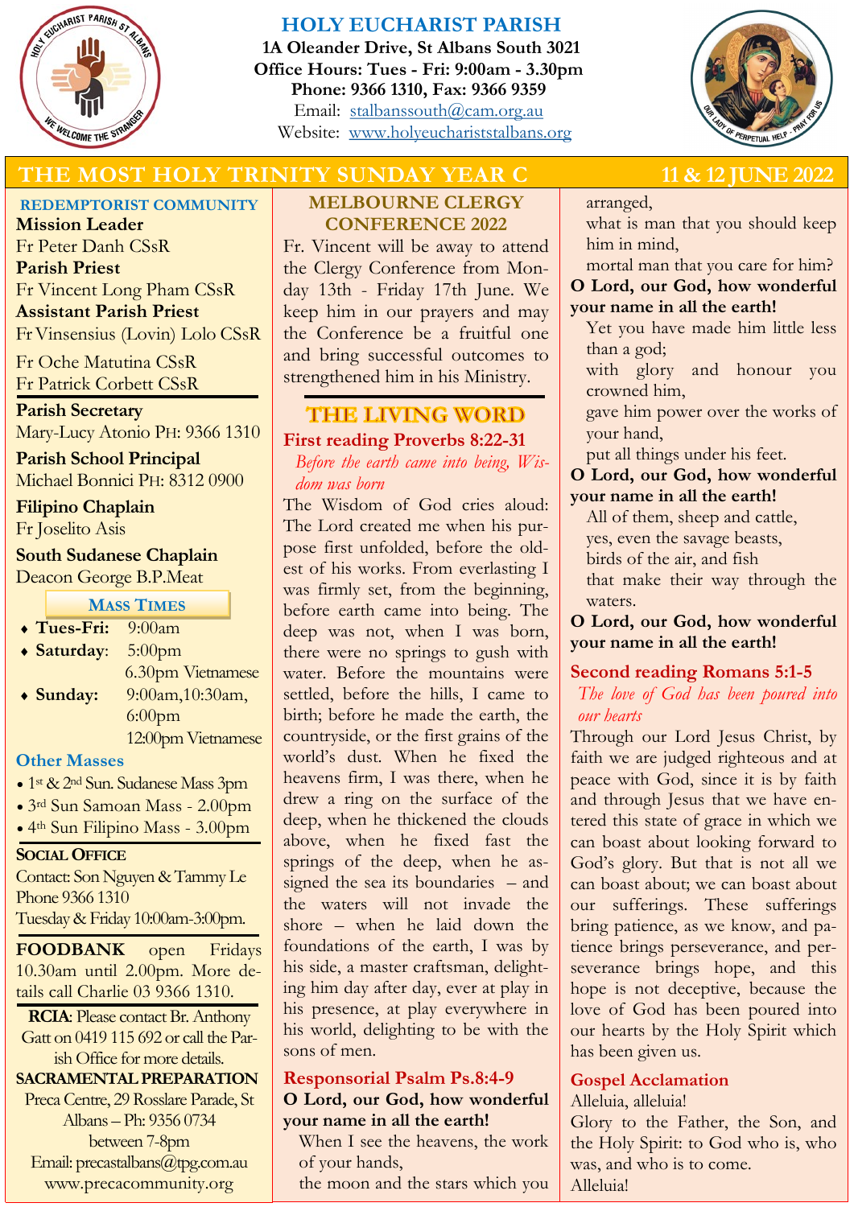# HOLY EUCHARIST PARISH

**1A Oleander Drive, St Albans South 3021**
**Office Hours: Tues - Fri: 9:00am - 3.30pm**
**Phone: 9366 1310, Fax: 9366 9359**
Email: stalbanssouth@cam.org.au
Website: www.holyeucharistSTalbans.org

## THE MOST HOLY TRINITY SUNDAY YEAR C — 11 & 12 JUNE 2022

### REDEMPTORIST COMMUNITY

**Mission Leader**
Fr Peter Danh CSsR
**Parish Priest**
Fr Vincent Long Pham CSsR
**Assistant Parish Priest**
Fr Vinsensius (Lovin) Lolo CSsR
Fr Oche Matutina CSsR
Fr Patrick Corbett CSsR

**Parish Secretary**
Mary-Lucy Atonio PH: 9366 1310

**Parish School Principal**
Michael Bonnici PH: 8312 0900

**Filipino Chaplain**
Fr Joselito Asis

**South Sudanese Chaplain**
Deacon George B.P.Meat

### MASS TIMES

- **Tues-Fri:** 9:00am
- **Saturday:** 5:00pm, 6.30pm Vietnamese
- **Sunday:** 9:00am, 10:30am, 6:00pm, 12:00pm Vietnamese

### Other Masses

- 1st & 2nd Sun. Sudanese Mass 3pm
- 3rd Sun Samoan Mass - 2.00pm
- 4th Sun Filipino Mass - 3.00pm

### SOCIAL OFFICE

Contact: Son Nguyen & Tammy Le
Phone 9366 1310
Tuesday & Friday 10:00am-3:00pm.

**FOODBANK** open Fridays 10.30am until 2.00pm. More details call Charlie 03 9366 1310.

**RCIA**: Please contact Br. Anthony Gatt on 0419 115 692 or call the Parish Office for more details.

**SACRAMENTAL PREPARATION**
Preca Centre, 29 Rosslare Parade, St Albans – Ph: 9356 0734 between 7-8pm
Email: precastalbans@tpg.com.au
www.precacommunity.org

### MELBOURNE CLERGY CONFERENCE 2022

Fr. Vincent will be away to attend the Clergy Conference from Monday 13th - Friday 17th June. We keep him in our prayers and may the Conference be a fruitful one and bring successful outcomes to strengthened him in his Ministry.

## THE LIVING WORD

### First reading Proverbs 8:22-31

*Before the earth came into being, Wisdom was born*

The Wisdom of God cries aloud: The Lord created me when his purpose first unfolded, before the oldest of his works. From everlasting I was firmly set, from the beginning, before earth came into being. The deep was not, when I was born, there were no springs to gush with water. Before the mountains were settled, before the hills, I came to birth; before he made the earth, the countryside, or the first grains of the world's dust. When he fixed the heavens firm, I was there, when he drew a ring on the surface of the deep, when he thickened the clouds above, when he fixed fast the springs of the deep, when he assigned the sea its boundaries – and the waters will not invade the shore – when he laid down the foundations of the earth, I was by his side, a master craftsman, delighting him day after day, ever at play in his presence, at play everywhere in his world, delighting to be with the sons of men.

### Responsorial Psalm Ps.8:4-9

**O Lord, our God, how wonderful your name in all the earth!**

When I see the heavens, the work of your hands,
the moon and the stars which you arranged,
what is man that you should keep him in mind,
mortal man that you care for him?

**O Lord, our God, how wonderful your name in all the earth!**

Yet you have made him little less than a god;
with glory and honour you crowned him,
gave him power over the works of your hand,
put all things under his feet.

**O Lord, our God, how wonderful your name in all the earth!**

All of them, sheep and cattle,
yes, even the savage beasts,
birds of the air, and fish
that make their way through the waters.

**O Lord, our God, how wonderful your name in all the earth!**

### Second reading Romans 5:1-5

*The love of God has been poured into our hearts*

Through our Lord Jesus Christ, by faith we are judged righteous and at peace with God, since it is by faith and through Jesus that we have entered this state of grace in which we can boast about looking forward to God's glory. But that is not all we can boast about; we can boast about our sufferings. These sufferings bring patience, as we know, and patience brings perseverance, and perseverance brings hope, and this hope is not deceptive, because the love of God has been poured into our hearts by the Holy Spirit which has been given us.

### Gospel Acclamation

Alleluia, alleluia!
Glory to the Father, the Son, and the Holy Spirit: to God who is, who was, and who is to come.
Alleluia!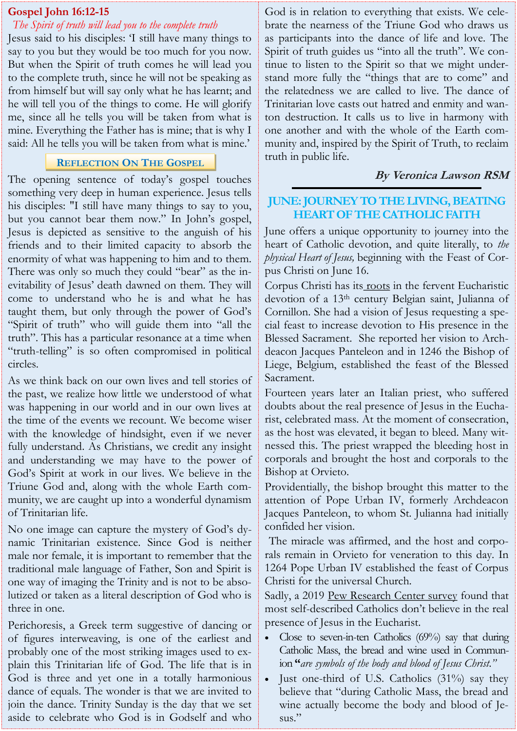## Gospel John 16:12-15

*The Spirit of truth will lead you to the complete truth*

Jesus said to his disciples: 'I still have many things to say to you but they would be too much for you now. But when the Spirit of truth comes he will lead you to the complete truth, since he will not be speaking as from himself but will say only what he has learnt; and he will tell you of the things to come. He will glorify me, since all he tells you will be taken from what is mine. Everything the Father has is mine; that is why I said: All he tells you will be taken from what is mine.'

### Reflection On The Gospel

The opening sentence of today's gospel touches something very deep in human experience. Jesus tells his disciples: "I still have many things to say to you, but you cannot bear them now." In John's gospel, Jesus is depicted as sensitive to the anguish of his friends and to their limited capacity to absorb the enormity of what was happening to him and to them. There was only so much they could "bear" as the inevitability of Jesus' death dawned on them. They will come to understand who he is and what he has taught them, but only through the power of God's "Spirit of truth" who will guide them into "all the truth". This has a particular resonance at a time when "truth-telling" is so often compromised in political circles.

As we think back on our own lives and tell stories of the past, we realize how little we understood of what was happening in our world and in our own lives at the time of the events we recount. We become wiser with the knowledge of hindsight, even if we never fully understand. As Christians, we credit any insight and understanding we may have to the power of God's Spirit at work in our lives. We believe in the Triune God and, along with the whole Earth community, we are caught up into a wonderful dynamism of Trinitarian life.

No one image can capture the mystery of God's dynamic Trinitarian existence. Since God is neither male nor female, it is important to remember that the traditional male language of Father, Son and Spirit is one way of imaging the Trinity and is not to be absolutized or taken as a literal description of God who is three in one.

Perichoresis, a Greek term suggestive of dancing or of figures interweaving, is one of the earliest and probably one of the most striking images used to explain this Trinitarian life of God. The life that is in God is three and yet one in a totally harmonious dance of equals. The wonder is that we are invited to join the dance. Trinity Sunday is the day that we set aside to celebrate who God is in Godself and who God is in relation to everything that exists. We celebrate the nearness of the Triune God who draws us as participants into the dance of life and love. The Spirit of truth guides us "into all the truth". We continue to listen to the Spirit so that we might understand more fully the "things that are to come" and the relatedness we are called to live. The dance of Trinitarian love casts out hatred and enmity and wanton destruction. It calls us to live in harmony with one another and with the whole of the Earth community and, inspired by the Spirit of Truth, to reclaim truth in public life.

***By Veronica Lawson RSM***

---

## JUNE: JOURNEY TO THE LIVING, BEATING HEART OF THE CATHOLIC FAITH

June offers a unique opportunity to journey into the heart of Catholic devotion, and quite literally, to *the physical Heart of Jesus,* beginning with the Feast of Corpus Christi on June 16.

Corpus Christi has its roots in the fervent Eucharistic devotion of a 13th century Belgian saint, Julianna of Cornillon. She had a vision of Jesus requesting a special feast to increase devotion to His presence in the Blessed Sacrament. She reported her vision to Archdeacon Jacques Panteleon and in 1246 the Bishop of Liege, Belgium, established the feast of the Blessed Sacrament.

Fourteen years later an Italian priest, who suffered doubts about the real presence of Jesus in the Eucharist, celebrated mass. At the moment of consecration, as the host was elevated, it began to bleed. Many witnessed this. The priest wrapped the bleeding host in corporals and brought the host and corporals to the Bishop at Orvieto.

Providentially, the bishop brought this matter to the attention of Pope Urban IV, formerly Archdeacon Jacques Panteleon, to whom St. Julianna had initially confided her vision.

The miracle was affirmed, and the host and corporals remain in Orvieto for veneration to this day. In 1264 Pope Urban IV established the feast of Corpus Christi for the universal Church.

Sadly, a 2019 Pew Research Center survey found that most self-described Catholics don't believe in the real presence of Jesus in the Eucharist.

- Close to seven-in-ten Catholics (69%) say that during Catholic Mass, the bread and wine used in Communion **"***are symbols of the body and blood of Jesus Christ."*
- Just one-third of U.S. Catholics (31%) say they believe that "during Catholic Mass, the bread and wine actually become the body and blood of Jesus."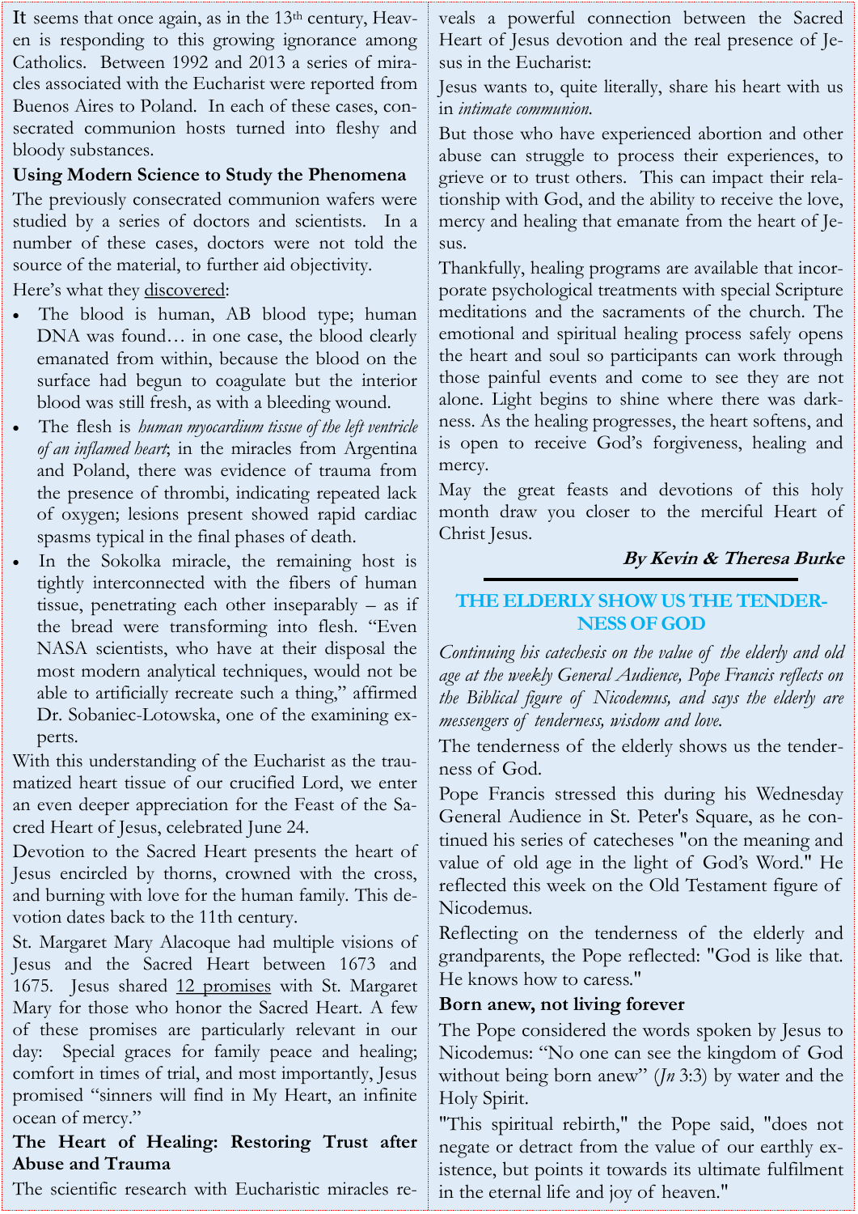It seems that once again, as in the 13th century, Heaven is responding to this growing ignorance among Catholics. Between 1992 and 2013 a series of miracles associated with the Eucharist were reported from Buenos Aires to Poland. In each of these cases, consecrated communion hosts turned into fleshy and bloody substances.

**Using Modern Science to Study the Phenomena**

The previously consecrated communion wafers were studied by a series of doctors and scientists. In a number of these cases, doctors were not told the source of the material, to further aid objectivity.

Here's what they discovered:

- The blood is human, AB blood type; human DNA was found… in one case, the blood clearly emanated from within, because the blood on the surface had begun to coagulate but the interior blood was still fresh, as with a bleeding wound.
- The flesh is *human myocardium tissue of the left ventricle of an inflamed heart*; in the miracles from Argentina and Poland, there was evidence of trauma from the presence of thrombi, indicating repeated lack of oxygen; lesions present showed rapid cardiac spasms typical in the final phases of death.
- In the Sokolka miracle, the remaining host is tightly interconnected with the fibers of human tissue, penetrating each other inseparably – as if the bread were transforming into flesh. "Even NASA scientists, who have at their disposal the most modern analytical techniques, would not be able to artificially recreate such a thing," affirmed Dr. Sobaniec-Lotowska, one of the examining experts.

With this understanding of the Eucharist as the traumatized heart tissue of our crucified Lord, we enter an even deeper appreciation for the Feast of the Sacred Heart of Jesus, celebrated June 24.

Devotion to the Sacred Heart presents the heart of Jesus encircled by thorns, crowned with the cross, and burning with love for the human family. This devotion dates back to the 11th century.

St. Margaret Mary Alacoque had multiple visions of Jesus and the Sacred Heart between 1673 and 1675. Jesus shared 12 promises with St. Margaret Mary for those who honor the Sacred Heart. A few of these promises are particularly relevant in our day: Special graces for family peace and healing; comfort in times of trial, and most importantly, Jesus promised "sinners will find in My Heart, an infinite ocean of mercy."

**The Heart of Healing: Restoring Trust after Abuse and Trauma**

The scientific research with Eucharistic miracles reveals a powerful connection between the Sacred Heart of Jesus devotion and the real presence of Jesus in the Eucharist:

Jesus wants to, quite literally, share his heart with us in *intimate communion.*

But those who have experienced abortion and other abuse can struggle to process their experiences, to grieve or to trust others. This can impact their relationship with God, and the ability to receive the love, mercy and healing that emanate from the heart of Jesus.

Thankfully, healing programs are available that incorporate psychological treatments with special Scripture meditations and the sacraments of the church. The emotional and spiritual healing process safely opens the heart and soul so participants can work through those painful events and come to see they are not alone. Light begins to shine where there was darkness. As the healing progresses, the heart softens, and is open to receive God's forgiveness, healing and mercy.

May the great feasts and devotions of this holy month draw you closer to the merciful Heart of Christ Jesus.

***By Kevin & Theresa Burke***

---

## THE ELDERLY SHOW US THE TENDERNESS OF GOD

*Continuing his catechesis on the value of the elderly and old age at the weekly General Audience, Pope Francis reflects on the Biblical figure of Nicodemus, and says the elderly are messengers of tenderness, wisdom and love.*

The tenderness of the elderly shows us the tenderness of God.

Pope Francis stressed this during his Wednesday General Audience in St. Peter's Square, as he continued his series of catecheses "on the meaning and value of old age in the light of God's Word." He reflected this week on the Old Testament figure of Nicodemus.

Reflecting on the tenderness of the elderly and grandparents, the Pope reflected: "God is like that. He knows how to caress."

**Born anew, not living forever**

The Pope considered the words spoken by Jesus to Nicodemus: "No one can see the kingdom of God without being born anew" (*Jn* 3:3) by water and the Holy Spirit.

"This spiritual rebirth," the Pope said, "does not negate or detract from the value of our earthly existence, but points it towards its ultimate fulfilment in the eternal life and joy of heaven."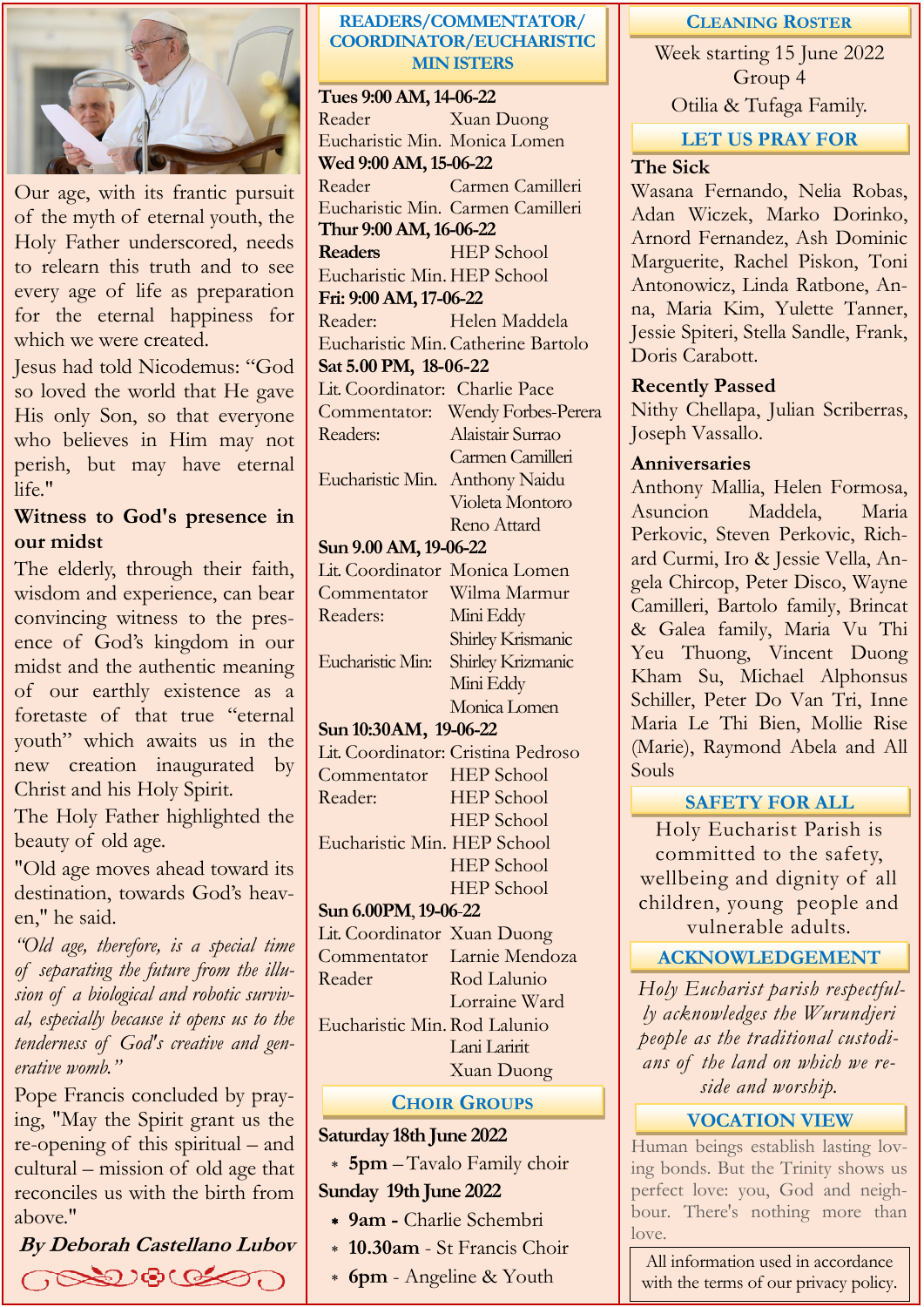Our age, with its frantic pursuit of the myth of eternal youth, the Holy Father underscored, needs to relearn this truth and to see every age of life as preparation for the eternal happiness for which we were created.

Jesus had told Nicodemus: "God so loved the world that He gave His only Son, so that everyone who believes in Him may not perish, but may have eternal life."

**Witness to God's presence in our midst**

The elderly, through their faith, wisdom and experience, can bear convincing witness to the presence of God's kingdom in our midst and the authentic meaning of our earthly existence as a foretaste of that true "eternal youth" which awaits us in the new creation inaugurated by Christ and his Holy Spirit.

The Holy Father highlighted the beauty of old age.

"Old age moves ahead toward its destination, towards God's heaven," he said.

*"Old age, therefore, is a special time of separating the future from the illusion of a biological and robotic survival, especially because it opens us to the tenderness of God's creative and generative womb."*

Pope Francis concluded by praying, "May the Spirit grant us the re-opening of this spiritual – and cultural – mission of old age that reconciles us with the birth from above."

***By Deborah Castellano Lubov***

## READERS/COMMENTATOR/COORDINATOR/EUCHARISTIC MINISTERS

**Tues 9:00 AM, 14-06-22**
Reader — Xuan Duong
Eucharistic Min. — Monica Lomen

**Wed 9:00 AM, 15-06-22**
Reader — Carmen Camilleri
Eucharistic Min. — Carmen Camilleri

**Thur 9:00 AM, 16-06-22**
**Readers** — HEP School
Eucharistic Min. — HEP School

**Fri: 9:00 AM, 17-06-22**
Reader: — Helen Maddela
Eucharistic Min. — Catherine Bartolo

**Sat 5.00 PM, 18-06-22**
Lit. Coordinator: — Charlie Pace
Commentator: — Wendy Forbes-Perera
Readers: — Alaistair Surrao, Carmen Camilleri
Eucharistic Min. — Anthony Naidu, Violeta Montoro, Reno Attard

**Sun 9.00 AM, 19-06-22**
Lit. Coordinator — Monica Lomen
Commentator — Wilma Marmur
Readers: — Mini Eddy, Shirley Krismanic
Eucharistic Min: — Shirley Krizmanic, Mini Eddy, Monica Lomen

**Sun 10:30AM, 19-06-22**
Lit. Coordinator: — Cristina Pedroso
Commentator — HEP School
Reader: — HEP School, HEP School
Eucharistic Min. — HEP School, HEP School, HEP School

**Sun 6.00PM, 19-06-22**
Lit. Coordinator — Xuan Duong
Commentator — Larnie Mendoza
Reader — Rod Lalunio, Lorraine Ward
Eucharistic Min. — Rod Lalunio, Lani Larirut, Xuan Duong

## CHOIR GROUPS

**Saturday 18th June 2022**

- **5pm** – Tavalo Family choir

**Sunday 19th June 2022**

- **9am** - Charlie Schembri
- **10.30am** - St Francis Choir
- **6pm** - Angeline & Youth

## CLEANING ROSTER

Week starting 15 June 2022
Group 4
Otilia & Tufaga Family.

## LET US PRAY FOR

**The Sick**

Wasana Fernando, Nelia Robas, Adan Wiczek, Marko Dorinko, Arnord Fernandez, Ash Dominic Marguerite, Rachel Piskon, Toni Antonowicz, Linda Ratbone, Anna, Maria Kim, Yulette Tanner, Jessie Spiteri, Stella Sandle, Frank, Doris Carabott.

**Recently Passed**

Nithy Chellapa, Julian Scriberras, Joseph Vassallo.

**Anniversaries**

Anthony Mallia, Helen Formosa, Asuncion Maddela, Maria Perkovic, Steven Perkovic, Richard Curmi, Iro & Jessie Vella, Angela Chircop, Peter Disco, Wayne Camilleri, Bartolo family, Brincat & Galea family, Maria Vu Thi Yeu Thuong, Vincent Duong Kham Su, Michael Alphonsus Schiller, Peter Do Van Tri, Inne Maria Le Thi Bien, Mollie Rise (Marie), Raymond Abela and All Souls

## SAFETY FOR ALL

Holy Eucharist Parish is committed to the safety, wellbeing and dignity of all children, young people and vulnerable adults.

## ACKNOWLEDGEMENT

*Holy Eucharist parish respectfully acknowledges the Wurundjeri people as the traditional custodians of the land on which we reside and worship.*

## VOCATION VIEW

Human beings establish lasting loving bonds. But the Trinity shows us perfect love: you, God and neighbour. There's nothing more than love.

All information used in accordance with the terms of our privacy policy.